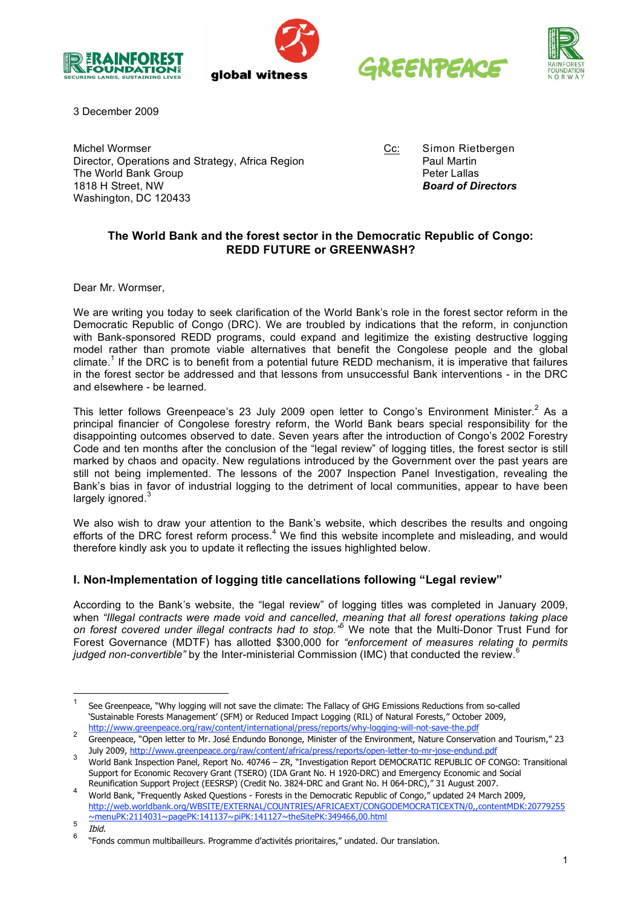3 December 2009

Michel Wormser
Director, Operations and Strategy, Africa Region
The World Bank Group
1818 H Street, NW
Washington, DC 120433

Cc: Simon Rietbergen
Paul Martin
Peter Lallas
***Board of Directors***

**The World Bank and the forest sector in the Democratic Republic of Congo: REDD FUTURE or GREENWASH?**

Dear Mr. Wormser,

We are writing you today to seek clarification of the World Bank's role in the forest sector reform in the Democratic Republic of Congo (DRC). We are troubled by indications that the reform, in conjunction with Bank-sponsored REDD programs, could expand and legitimize the existing destructive logging model rather than promote viable alternatives that benefit the Congolese people and the global climate.[1] If the DRC is to benefit from a potential future REDD mechanism, it is imperative that failures in the forest sector be addressed and that lessons from unsuccessful Bank interventions - in the DRC and elsewhere - be learned.

This letter follows Greenpeace's 23 July 2009 open letter to Congo's Environment Minister.[2] As a principal financier of Congolese forestry reform, the World Bank bears special responsibility for the disappointing outcomes observed to date. Seven years after the introduction of Congo's 2002 Forestry Code and ten months after the conclusion of the "legal review" of logging titles, the forest sector is still marked by chaos and opacity. New regulations introduced by the Government over the past years are still not being implemented. The lessons of the 2007 Inspection Panel Investigation, revealing the Bank's bias in favor of industrial logging to the detriment of local communities, appear to have been largely ignored.[3]

We also wish to draw your attention to the Bank's website, which describes the results and ongoing efforts of the DRC forest reform process.[4] We find this website incomplete and misleading, and would therefore kindly ask you to update it reflecting the issues highlighted below.

## I. Non-Implementation of logging title cancellations following "Legal review"

According to the Bank's website, the "legal review" of logging titles was completed in January 2009, when *"Illegal contracts were made void and cancelled, meaning that all forest operations taking place on forest covered under illegal contracts had to stop."*[5] We note that the Multi-Donor Trust Fund for Forest Governance (MDTF) has allotted $300,000 for *"enforcement of measures relating to permits judged non-convertible"* by the Inter-ministerial Commission (IMC) that conducted the review.[6]

---

[1] See Greenpeace, "Why logging will not save the climate: The Fallacy of GHG Emissions Reductions from so-called 'Sustainable Forests Management' (SFM) or Reduced Impact Logging (RIL) of Natural Forests," October 2009, http://www.greenpeace.org/raw/content/international/press/reports/why-logging-will-not-save-the.pdf

[2] Greenpeace, "Open letter to Mr. José Endundo Bononge, Minister of the Environment, Nature Conservation and Tourism," 23 July 2009, http://www.greenpeace.org/raw/content/africa/press/reports/open-letter-to-mr-jose-endund.pdf

[3] World Bank Inspection Panel, Report No. 40746 – ZR, "Investigation Report DEMOCRATIC REPUBLIC OF CONGO: Transitional Support for Economic Recovery Grant (TSERO) (IDA Grant No. H 1920-DRC) and Emergency Economic and Social Reunification Support Project (EESRSP) (Credit No. 3824-DRC and Grant No. H 064-DRC)," 31 August 2007.

[4] World Bank, "Frequently Asked Questions - Forests in the Democratic Republic of Congo," updated 24 March 2009, http://web.worldbank.org/WBSITE/EXTERNAL/COUNTRIES/AFRICAEXT/CONGODEMOCRATICEXTN/0,,contentMDK:20779255~menuPK:2114031~pagePK:141137~piPK:141127~theSitePK:349466,00.html

[5] *Ibid.*

[6] "Fonds commun multibailleurs. Programme d'activités prioritaires," undated. Our translation.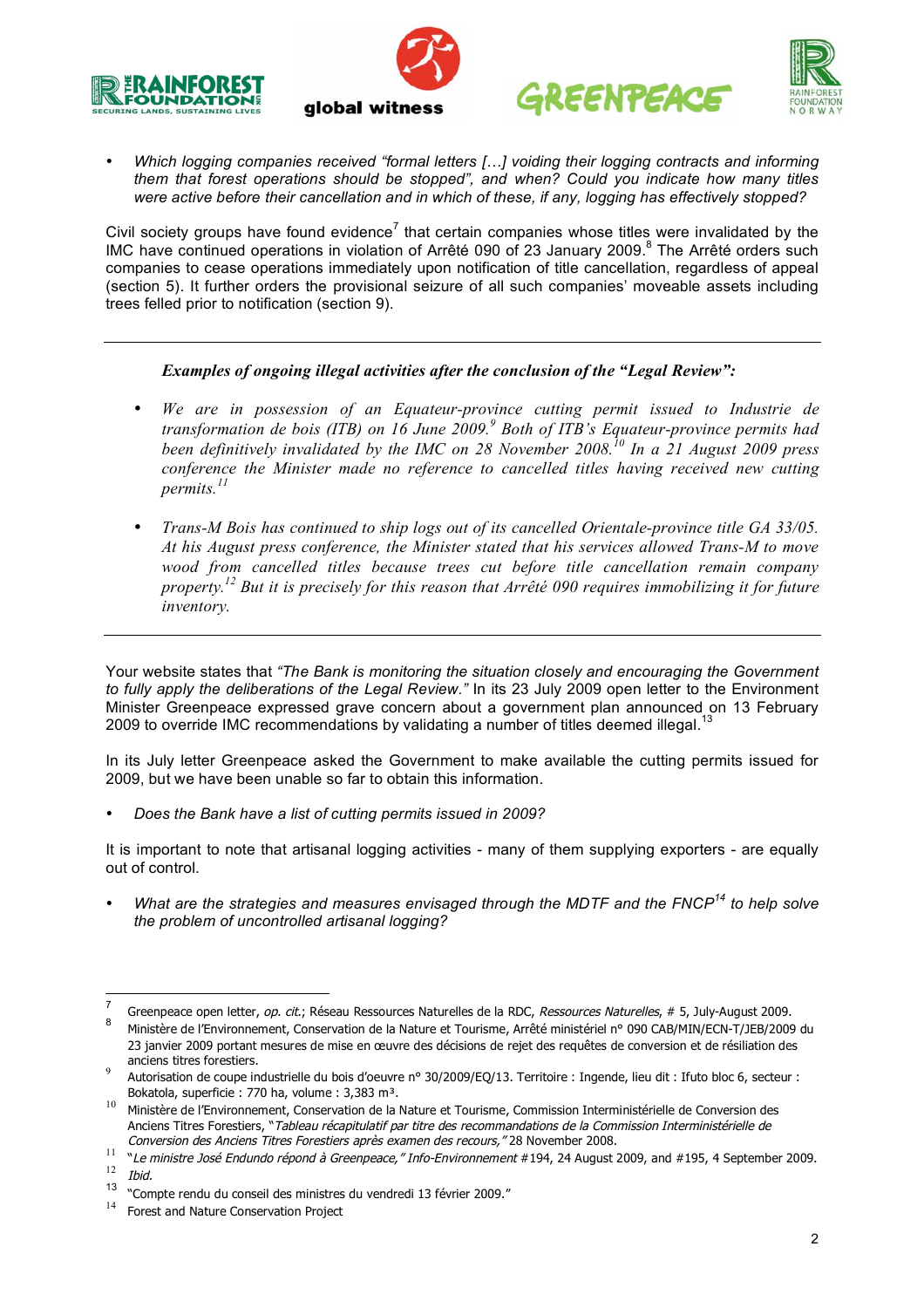- *Which logging companies received "formal letters […] voiding their logging contracts and informing them that forest operations should be stopped", and when? Could you indicate how many titles were active before their cancellation and in which of these, if any, logging has effectively stopped?*

Civil society groups have found evidence[7] that certain companies whose titles were invalidated by the IMC have continued operations in violation of Arrêté 090 of 23 January 2009.[8] The Arrêté orders such companies to cease operations immediately upon notification of title cancellation, regardless of appeal (section 5). It further orders the provisional seizure of all such companies' moveable assets including trees felled prior to notification (section 9).

---

***Examples of ongoing illegal activities after the conclusion of the "Legal Review":***

- *We are in possession of an Equateur-province cutting permit issued to Industrie de transformation de bois (ITB) on 16 June 2009.[9] Both of ITB's Equateur-province permits had been definitively invalidated by the IMC on 28 November 2008.[10] In a 21 August 2009 press conference the Minister made no reference to cancelled titles having received new cutting permits.[11]*
- *Trans-M Bois has continued to ship logs out of its cancelled Orientale-province title GA 33/05. At his August press conference, the Minister stated that his services allowed Trans-M to move wood from cancelled titles because trees cut before title cancellation remain company property.[12] But it is precisely for this reason that Arrêté 090 requires immobilizing it for future inventory.*

---

Your website states that *"The Bank is monitoring the situation closely and encouraging the Government to fully apply the deliberations of the Legal Review."* In its 23 July 2009 open letter to the Environment Minister Greenpeace expressed grave concern about a government plan announced on 13 February 2009 to override IMC recommendations by validating a number of titles deemed illegal.[13]

In its July letter Greenpeace asked the Government to make available the cutting permits issued for 2009, but we have been unable so far to obtain this information.

- *Does the Bank have a list of cutting permits issued in 2009?*

It is important to note that artisanal logging activities - many of them supplying exporters - are equally out of control.

- *What are the strategies and measures envisaged through the MDTF and the FNCP[14] to help solve the problem of uncontrolled artisanal logging?*

---

[7] Greenpeace open letter, *op. cit.*; Réseau Ressources Naturelles de la RDC, *Ressources Naturelles*, # 5, July-August 2009.

[8] Ministère de l'Environnement, Conservation de la Nature et Tourisme, Arrêté ministériel n° 090 CAB/MIN/ECN-T/JEB/2009 du 23 janvier 2009 portant mesures de mise en œuvre des décisions de rejet des requêtes de conversion et de résiliation des anciens titres forestiers.

[9] Autorisation de coupe industrielle du bois d'oeuvre n° 30/2009/EQ/13. Territoire : Ingende, lieu dit : Ifuto bloc 6, secteur : Bokatola, superficie : 770 ha, volume : 3,383 m³.

[10] Ministère de l'Environnement, Conservation de la Nature et Tourisme, Commission Interministérielle de Conversion des Anciens Titres Forestiers, "*Tableau récapitulatif par titre des recommandations de la Commission Interministérielle de Conversion des Anciens Titres Forestiers après examen des recours,"* 28 November 2008.

[11] "*Le ministre José Endundo répond à Greenpeace," Info-Environnement* #194, 24 August 2009, and #195, 4 September 2009.

[12] *Ibid.*

[13] "Compte rendu du conseil des ministres du vendredi 13 février 2009."

[14] Forest and Nature Conservation Project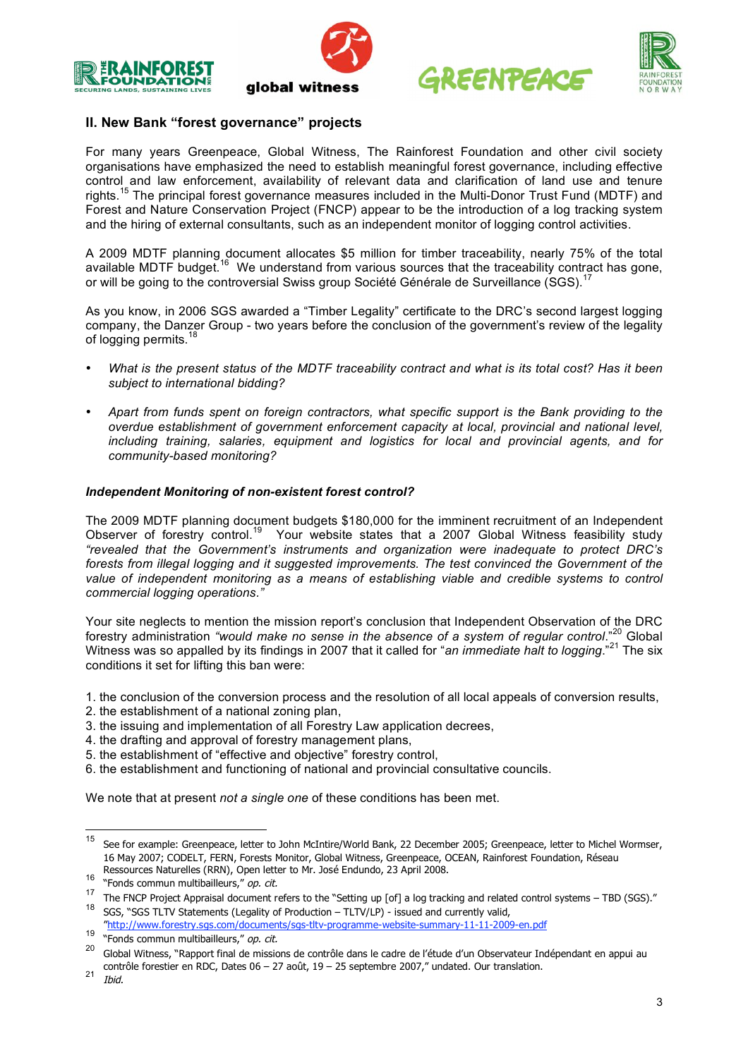## II. New Bank "forest governance" projects

For many years Greenpeace, Global Witness, The Rainforest Foundation and other civil society organisations have emphasized the need to establish meaningful forest governance, including effective control and law enforcement, availability of relevant data and clarification of land use and tenure rights.[15] The principal forest governance measures included in the Multi-Donor Trust Fund (MDTF) and Forest and Nature Conservation Project (FNCP) appear to be the introduction of a log tracking system and the hiring of external consultants, such as an independent monitor of logging control activities.

A 2009 MDTF planning document allocates $5 million for timber traceability, nearly 75% of the total available MDTF budget.[16] We understand from various sources that the traceability contract has gone, or will be going to the controversial Swiss group Société Générale de Surveillance (SGS).[17]

As you know, in 2006 SGS awarded a "Timber Legality" certificate to the DRC's second largest logging company, the Danzer Group - two years before the conclusion of the government's review of the legality of logging permits.[18]

- *What is the present status of the MDTF traceability contract and what is its total cost? Has it been subject to international bidding?*
- *Apart from funds spent on foreign contractors, what specific support is the Bank providing to the overdue establishment of government enforcement capacity at local, provincial and national level, including training, salaries, equipment and logistics for local and provincial agents, and for community-based monitoring?*

### *Independent Monitoring of non-existent forest control?*

The 2009 MDTF planning document budgets $180,000 for the imminent recruitment of an Independent Observer of forestry control.[19] Your website states that a 2007 Global Witness feasibility study *"revealed that the Government's instruments and organization were inadequate to protect DRC's forests from illegal logging and it suggested improvements. The test convinced the Government of the value of independent monitoring as a means of establishing viable and credible systems to control commercial logging operations."*

Your site neglects to mention the mission report's conclusion that Independent Observation of the DRC forestry administration *"would make no sense in the absence of a system of regular control."*[20] Global Witness was so appalled by its findings in 2007 that it called for "*an immediate halt to logging*."[21] The six conditions it set for lifting this ban were:

1. the conclusion of the conversion process and the resolution of all local appeals of conversion results,
2. the establishment of a national zoning plan,
3. the issuing and implementation of all Forestry Law application decrees,
4. the drafting and approval of forestry management plans,
5. the establishment of "effective and objective" forestry control,
6. the establishment and functioning of national and provincial consultative councils.

We note that at present *not a single one* of these conditions has been met.

---

[15] See for example: Greenpeace, letter to John McIntire/World Bank, 22 December 2005; Greenpeace, letter to Michel Wormser, 16 May 2007; CODELT, FERN, Forests Monitor, Global Witness, Greenpeace, OCEAN, Rainforest Foundation, Réseau Ressources Naturelles (RRN), Open letter to Mr. José Endundo, 23 April 2008.

[16] "Fonds commun multibailleurs," *op. cit.*

[17] The FNCP Project Appraisal document refers to the "Setting up [of] a log tracking and related control systems – TBD (SGS)."

[18] SGS, "SGS TLTV Statements (Legality of Production – TLTV/LP) - issued and currently valid, "http://www.forestry.sgs.com/documents/sgs-tltv-programme-website-summary-11-11-2009-en.pdf

[19] "Fonds commun multibailleurs," *op. cit.*

[20] Global Witness, "Rapport final de missions de contrôle dans le cadre de l'étude d'un Observateur Indépendant en appui au contrôle forestier en RDC, Dates 06 – 27 août, 19 – 25 septembre 2007," undated. Our translation.

[21] *Ibid.*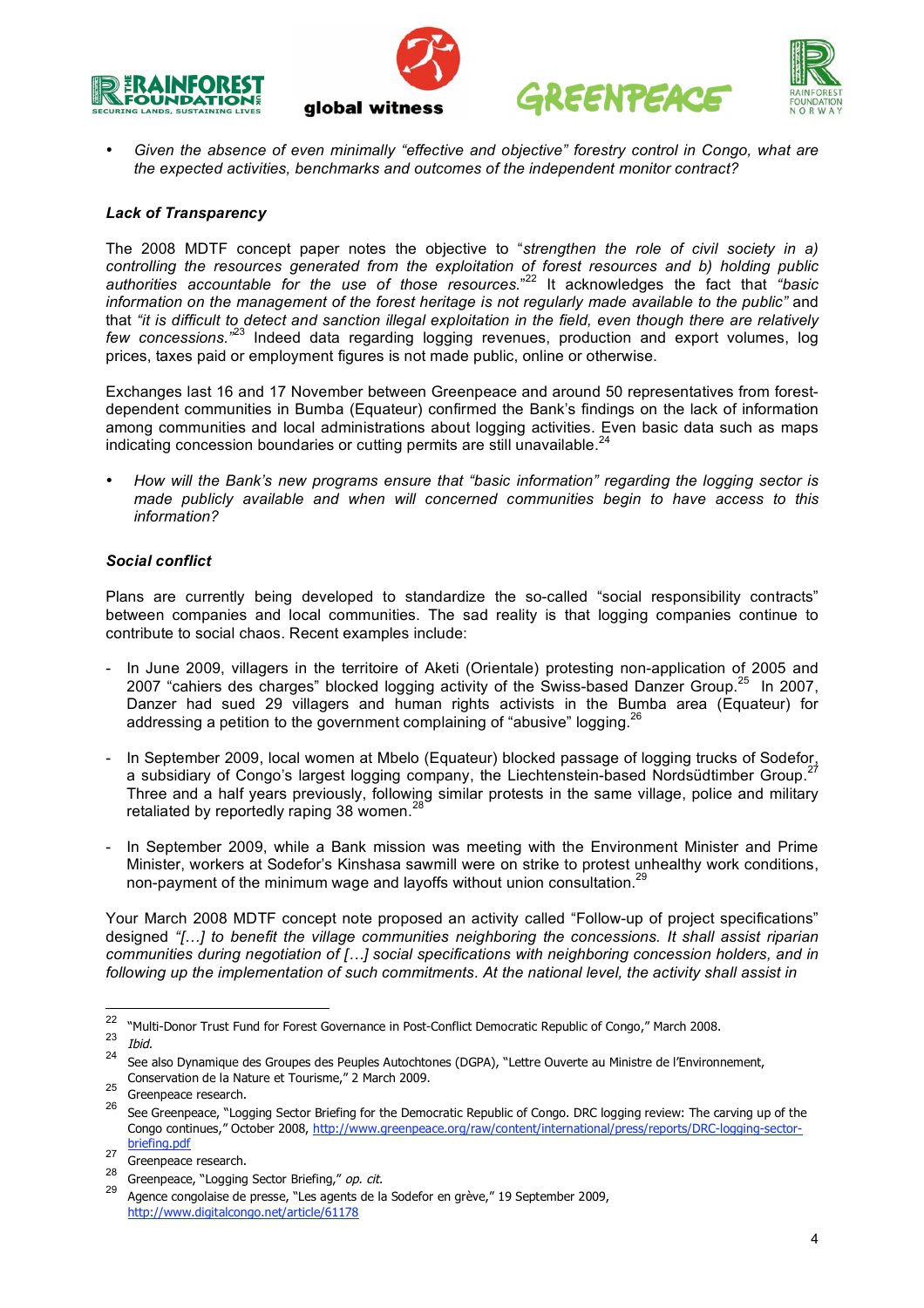- *Given the absence of even minimally "effective and objective" forestry control in Congo, what are the expected activities, benchmarks and outcomes of the independent monitor contract?*

### *Lack of Transparency*

The 2008 MDTF concept paper notes the objective to "*strengthen the role of civil society in a) controlling the resources generated from the exploitation of forest resources and b) holding public authorities accountable for the use of those resources.*"[22] It acknowledges the fact that *"basic information on the management of the forest heritage is not regularly made available to the public"* and that *"it is difficult to detect and sanction illegal exploitation in the field, even though there are relatively few concessions."*[23] Indeed data regarding logging revenues, production and export volumes, log prices, taxes paid or employment figures is not made public, online or otherwise.

Exchanges last 16 and 17 November between Greenpeace and around 50 representatives from forest-dependent communities in Bumba (Equateur) confirmed the Bank's findings on the lack of information among communities and local administrations about logging activities. Even basic data such as maps indicating concession boundaries or cutting permits are still unavailable.[24]

- *How will the Bank's new programs ensure that "basic information" regarding the logging sector is made publicly available and when will concerned communities begin to have access to this information?*

### *Social conflict*

Plans are currently being developed to standardize the so-called "social responsibility contracts" between companies and local communities. The sad reality is that logging companies continue to contribute to social chaos. Recent examples include:

- In June 2009, villagers in the territoire of Aketi (Orientale) protesting non-application of 2005 and 2007 "cahiers des charges" blocked logging activity of the Swiss-based Danzer Group.[25] In 2007, Danzer had sued 29 villagers and human rights activists in the Bumba area (Equateur) for addressing a petition to the government complaining of "abusive" logging.[26]

- In September 2009, local women at Mbelo (Equateur) blocked passage of logging trucks of Sodefor, a subsidiary of Congo's largest logging company, the Liechtenstein-based Nordsüdtimber Group.[27] Three and a half years previously, following similar protests in the same village, police and military retaliated by reportedly raping 38 women.[28]

- In September 2009, while a Bank mission was meeting with the Environment Minister and Prime Minister, workers at Sodefor's Kinshasa sawmill were on strike to protest unhealthy work conditions, non-payment of the minimum wage and layoffs without union consultation.[29]

Your March 2008 MDTF concept note proposed an activity called "Follow-up of project specifications" designed *"[…] to benefit the village communities neighboring the concessions. It shall assist riparian communities during negotiation of […] social specifications with neighboring concession holders, and in following up the implementation of such commitments. At the national level, the activity shall assist in*

---

[22] "Multi-Donor Trust Fund for Forest Governance in Post-Conflict Democratic Republic of Congo," March 2008.

[23] *Ibid.*

[24] See also Dynamique des Groupes des Peuples Autochtones (DGPA), "Lettre Ouverte au Ministre de l'Environnement, Conservation de la Nature et Tourisme," 2 March 2009.

[25] Greenpeace research.

[26] See Greenpeace, "Logging Sector Briefing for the Democratic Republic of Congo. DRC logging review: The carving up of the Congo continues," October 2008, http://www.greenpeace.org/raw/content/international/press/reports/DRC-logging-sector-briefing.pdf

[27] Greenpeace research.

[28] Greenpeace, "Logging Sector Briefing," *op. cit.*

[29] Agence congolaise de presse, "Les agents de la Sodefor en grève," 19 September 2009, http://www.digitalcongo.net/article/61178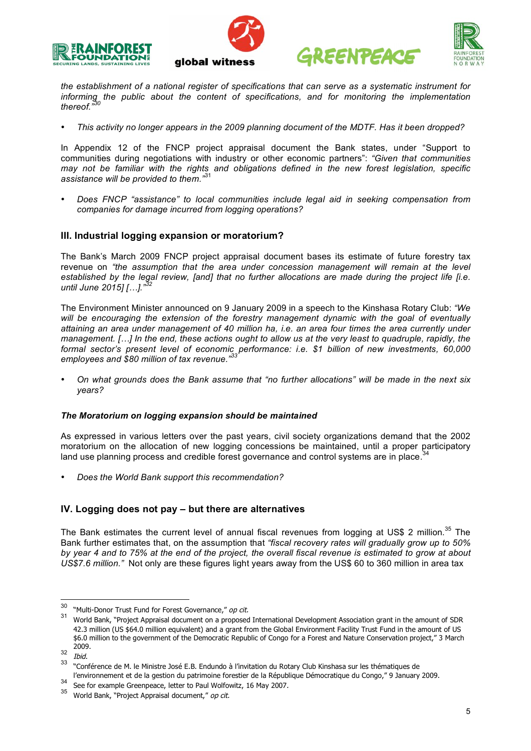*the establishment of a national register of specifications that can serve as a systematic instrument for informing the public about the content of specifications, and for monitoring the implementation thereof."*[30]

- *This activity no longer appears in the 2009 planning document of the MDTF. Has it been dropped?*

In Appendix 12 of the FNCP project appraisal document the Bank states, under "Support to communities during negotiations with industry or other economic partners": *"Given that communities may not be familiar with the rights and obligations defined in the new forest legislation, specific assistance will be provided to them."*[31]

- *Does FNCP "assistance" to local communities include legal aid in seeking compensation from companies for damage incurred from logging operations?*

## III. Industrial logging expansion or moratorium?

The Bank's March 2009 FNCP project appraisal document bases its estimate of future forestry tax revenue on *"the assumption that the area under concession management will remain at the level established by the legal review, [and] that no further allocations are made during the project life [i.e. until June 2015] […]."*[32]

The Environment Minister announced on 9 January 2009 in a speech to the Kinshasa Rotary Club: *"We will be encouraging the extension of the forestry management dynamic with the goal of eventually attaining an area under management of 40 million ha, i.e. an area four times the area currently under management. […] In the end, these actions ought to allow us at the very least to quadruple, rapidly, the formal sector's present level of economic performance: i.e. $1 billion of new investments, 60,000 employees and $80 million of tax revenue."*[33]

- *On what grounds does the Bank assume that "no further allocations" will be made in the next six years?*

### *The Moratorium on logging expansion should be maintained*

As expressed in various letters over the past years, civil society organizations demand that the 2002 moratorium on the allocation of new logging concessions be maintained, until a proper participatory land use planning process and credible forest governance and control systems are in place.[34]

- *Does the World Bank support this recommendation?*

## IV. Logging does not pay – but there are alternatives

The Bank estimates the current level of annual fiscal revenues from logging at US$ 2 million.[35] The Bank further estimates that, on the assumption that *"fiscal recovery rates will gradually grow up to 50% by year 4 and to 75% at the end of the project, the overall fiscal revenue is estimated to grow at about US$7.6 million."* Not only are these figures light years away from the US$ 60 to 360 million in area tax

---

[30] "Multi-Donor Trust Fund for Forest Governance," *op cit.*

[31] World Bank, "Project Appraisal document on a proposed International Development Association grant in the amount of SDR 42.3 million (US $64.0 million equivalent) and a grant from the Global Environment Facility Trust Fund in the amount of US $6.0 million to the government of the Democratic Republic of Congo for a Forest and Nature Conservation project," 3 March 2009.

[32] *Ibid.*

[33] "Conférence de M. le Ministre José E.B. Endundo à l'invitation du Rotary Club Kinshasa sur les thématiques de l'environnement et de la gestion du patrimoine forestier de la République Démocratique du Congo," 9 January 2009.

[34] See for example Greenpeace, letter to Paul Wolfowitz, 16 May 2007.

[35] World Bank, "Project Appraisal document," *op cit.*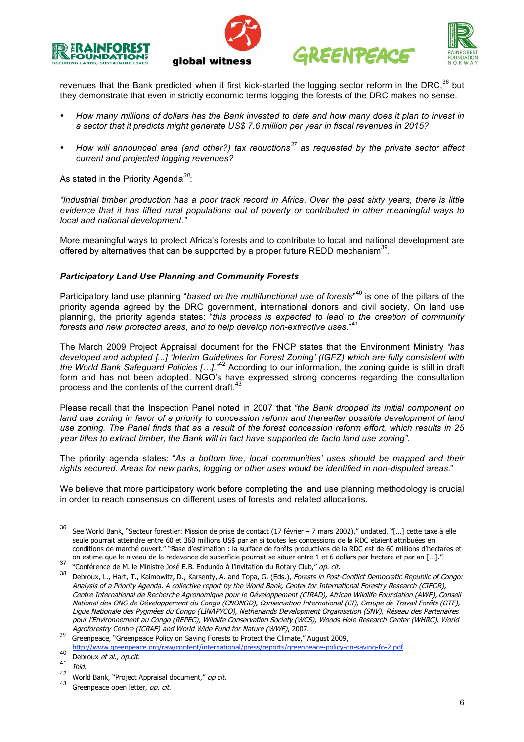revenues that the Bank predicted when it first kick-started the logging sector reform in the DRC,[36] but they demonstrate that even in strictly economic terms logging the forests of the DRC makes no sense.

- *How many millions of dollars has the Bank invested to date and how many does it plan to invest in a sector that it predicts might generate US$ 7.6 million per year in fiscal revenues in 2015?*
- *How will announced area (and other?) tax reductions*[37] *as requested by the private sector affect current and projected logging revenues?*

As stated in the Priority Agenda[38]:

*"Industrial timber production has a poor track record in Africa. Over the past sixty years, there is little evidence that it has lifted rural populations out of poverty or contributed in other meaningful ways to local and national development."*

More meaningful ways to protect Africa's forests and to contribute to local and national development are offered by alternatives that can be supported by a proper future REDD mechanism[39].

***Participatory Land Use Planning and Community Forests***

Participatory land use planning "*based on the multifunctional use of forests*"[40] is one of the pillars of the priority agenda agreed by the DRC government, international donors and civil society. On land use planning, the priority agenda states: "*this process is expected to lead to the creation of community forests and new protected areas, and to help develop non-extractive uses*."[41]

The March 2009 Project Appraisal document for the FNCP states that the Environment Ministry *"has developed and adopted [...] 'Interim Guidelines for Forest Zoning' (IGFZ) which are fully consistent with the World Bank Safeguard Policies […]."*[42] According to our information, the zoning guide is still in draft form and has not been adopted. NGO's have expressed strong concerns regarding the consultation process and the contents of the current draft.[43]

Please recall that the Inspection Panel noted in 2007 that *"the Bank dropped its initial component on land use zoning in favor of a priority to concession reform and thereafter possible development of land use zoning. The Panel finds that as a result of the forest concession reform effort, which results in 25 year titles to extract timber, the Bank will in fact have supported de facto land use zoning".*

The priority agenda states: "*As a bottom line, local communities' uses should be mapped and their rights secured. Areas for new parks, logging or other uses would be identified in non-disputed areas.*"

We believe that more participatory work before completing the land use planning methodology is crucial in order to reach consensus on different uses of forests and related allocations.

---

[36] See World Bank, "Secteur forestier: Mission de prise de contact (17 février – 7 mars 2002)," undated. "[…] cette taxe à elle seule pourrait atteindre entre 60 et 360 millions US$ par an si toutes les concessions de la RDC étaient attribuées en conditions de marché ouvert." "Base d'estimation : la surface de forêts productives de la RDC est de 60 millions d'hectares et on estime que le revenu de la redevance de superficie pourrait se situer entre 1 et 6 dollars par hectare et par an […]."

[37] "Conférence de M. le Ministre José E.B. Endundo à l'invitation du Rotary Club," *op. cit.*

[38] Debroux, L., Hart, T., Kaimowitz, D., Karsenty, A. and Topa, G. (Eds.), *Forests in Post-Conflict Democratic Republic of Congo: Analysis of a Priority Agenda. A collective report by the World Bank, Center for International Forestry Research (CIFOR), Centre International de Recherche Agronomique pour le Développement (CIRAD), African Wildlife Foundation (AWF), Conseil National des ONG de Développement du Congo (CNONGD), Conservation International (CI), Groupe de Travail Forêts (GTF), Ligue Nationale des Pygmées du Congo (LINAPYCO), Netherlands Development Organisation (SNV), Réseau des Partenaires pour l'Environnement au Congo (REPEC), Wildlife Conservation Society (WCS), Woods Hole Research Center (WHRC), World Agroforestry Centre (ICRAF) and World Wide Fund for Nature (WWF)*, 2007.

[39] Greenpeace, "Greenpeace Policy on Saving Forests to Protect the Climate," August 2009, http://www.greenpeace.org/raw/content/international/press/reports/greenpeace-policy-on-saving-fo-2.pdf

[40] Debroux *et al., op.cit.*

[41] *Ibid.*

[42] World Bank, "Project Appraisal document," *op cit.*

[43] Greenpeace open letter, *op. cit.*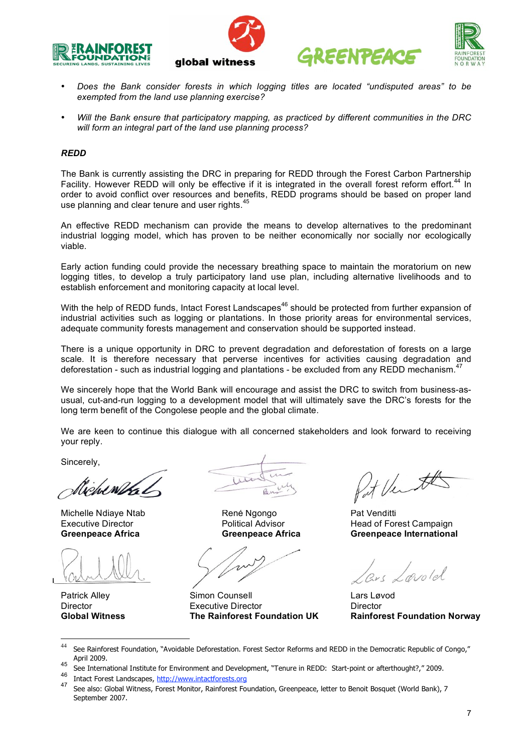- *Does the Bank consider forests in which logging titles are located "undisputed areas" to be exempted from the land use planning exercise?*
- *Will the Bank ensure that participatory mapping, as practiced by different communities in the DRC will form an integral part of the land use planning process?*

***REDD***

The Bank is currently assisting the DRC in preparing for REDD through the Forest Carbon Partnership Facility. However REDD will only be effective if it is integrated in the overall forest reform effort.[44] In order to avoid conflict over resources and benefits, REDD programs should be based on proper land use planning and clear tenure and user rights.[45]

An effective REDD mechanism can provide the means to develop alternatives to the predominant industrial logging model, which has proven to be neither economically nor socially nor ecologically viable.

Early action funding could provide the necessary breathing space to maintain the moratorium on new logging titles, to develop a truly participatory land use plan, including alternative livelihoods and to establish enforcement and monitoring capacity at local level.

With the help of REDD funds, Intact Forest Landscapes[46] should be protected from further expansion of industrial activities such as logging or plantations. In those priority areas for environmental services, adequate community forests management and conservation should be supported instead.

There is a unique opportunity in DRC to prevent degradation and deforestation of forests on a large scale. It is therefore necessary that perverse incentives for activities causing degradation and deforestation - such as industrial logging and plantations - be excluded from any REDD mechanism.[47]

We sincerely hope that the World Bank will encourage and assist the DRC to switch from business-as-usual, cut-and-run logging to a development model that will ultimately save the DRC's forests for the long term benefit of the Congolese people and the global climate.

We are keen to continue this dialogue with all concerned stakeholders and look forward to receiving your reply.

Sincerely,

Michelle Ndiaye Ntab
Executive Director
**Greenpeace Africa**

René Ngongo
Political Advisor
**Greenpeace Africa**

Pat Venditti
Head of Forest Campaign
**Greenpeace International**

Patrick Alley
Director
**Global Witness**

Simon Counsell
Executive Director
**The Rainforest Foundation UK**

Lars Løvod
Director
**Rainforest Foundation Norway**

---

[44] See Rainforest Foundation, "Avoidable Deforestation. Forest Sector Reforms and REDD in the Democratic Republic of Congo," April 2009.

[45] See International Institute for Environment and Development, "Tenure in REDD: Start-point or afterthought?," 2009.

[46] Intact Forest Landscapes, http://www.intactforests.org

[47] See also: Global Witness, Forest Monitor, Rainforest Foundation, Greenpeace, letter to Benoit Bosquet (World Bank), 7 September 2007.